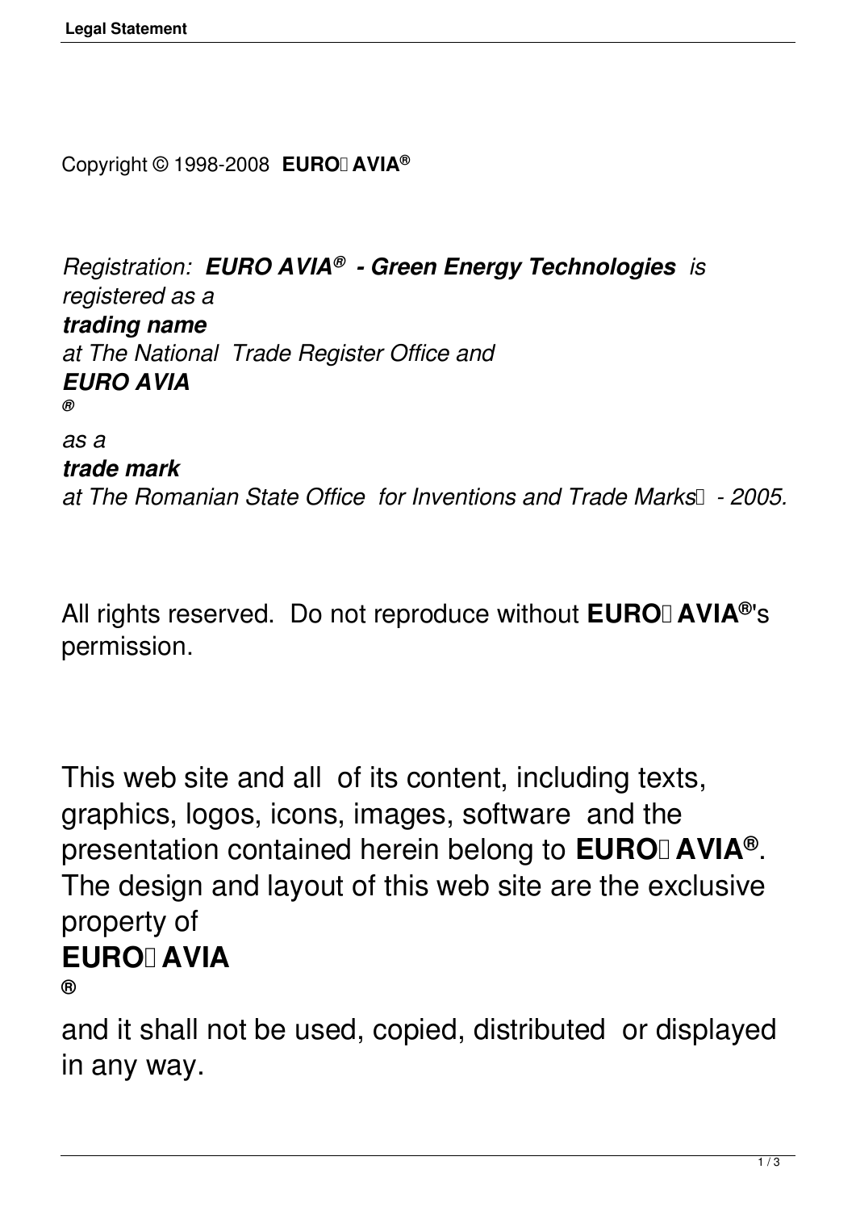Copyright © 1998-2008 **EURO AVIA®**

*Registration:* ***EURO AVIA® - Green Energy Technologies*** *is registered as a* ***trading name*** *at The National Trade Register Office and* ***EURO AVIA®*** *as a* ***trade mark*** *at The Romanian State Office for Inventions and Trade Marks - 2005.*

All rights reserved. Do not reproduce without **EURO AVIA®'s** permission.

This web site and all of its content, including texts, graphics, logos, icons, images, software and the presentation contained herein belong to **EURO AVIA®**. The design and layout of this web site are the exclusive property of **EURO AVIA®** and it shall not be used, copied, distributed or displayed in any way.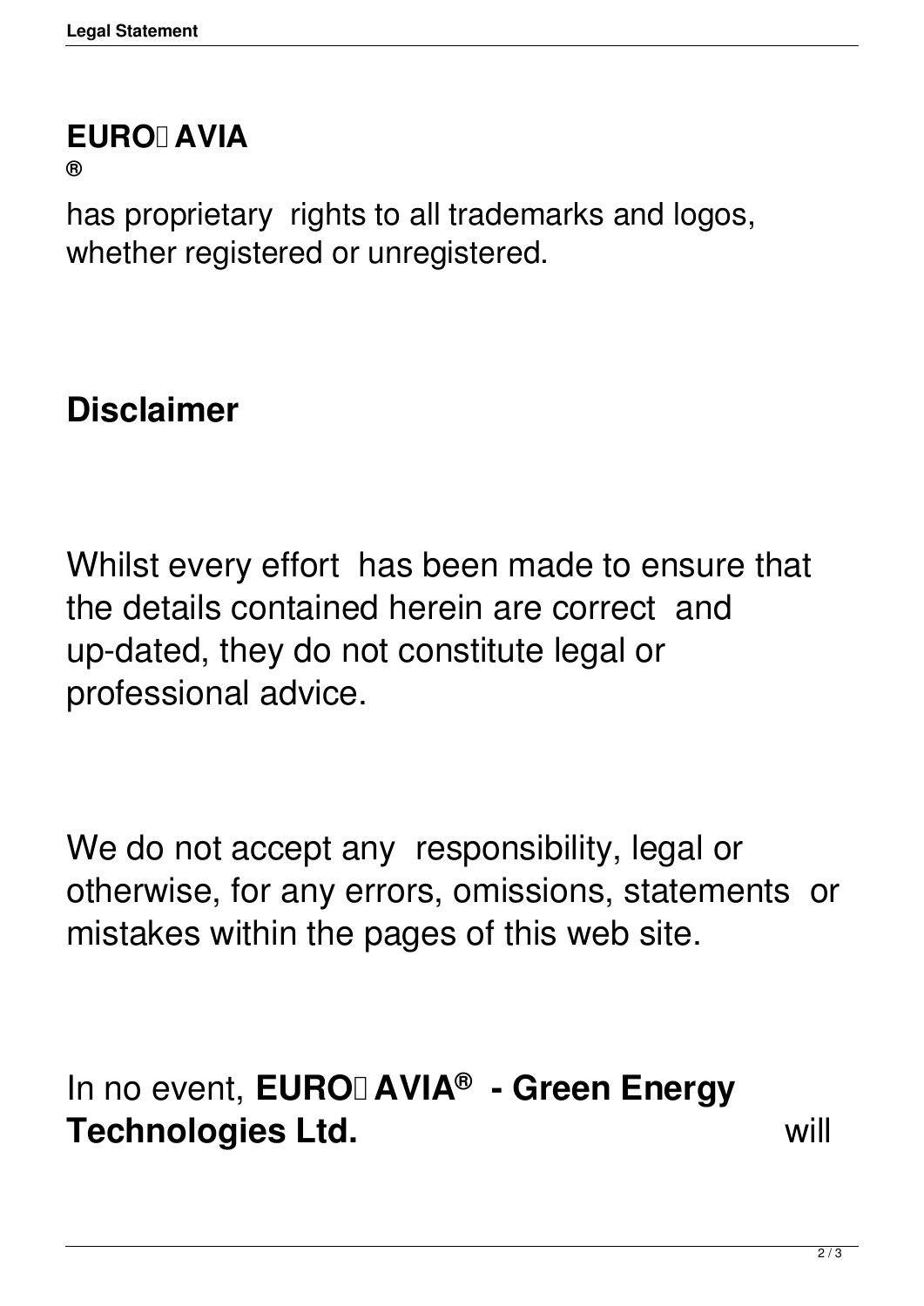**EURO AVIA**
**®**

has proprietary rights to all trademarks and logos, whether registered or unregistered.

## Disclaimer

Whilst every effort has been made to ensure that the details contained herein are correct and up-dated, they do not constitute legal or professional advice.

We do not accept any responsibility, legal or otherwise, for any errors, omissions, statements or mistakes within the pages of this web site.

In no event, **EURO AVIA® - Green Energy Technologies Ltd.** will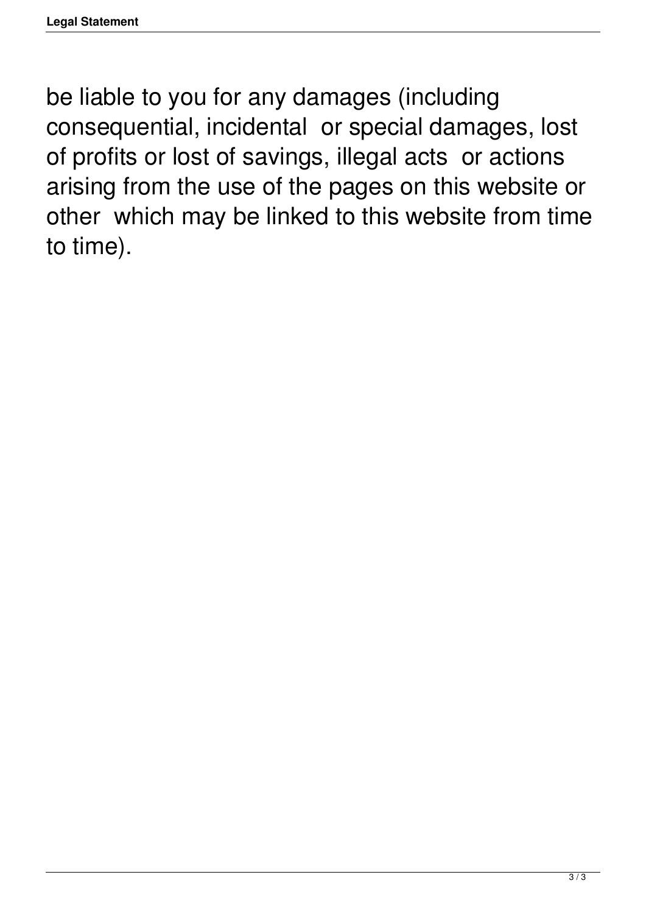be liable to you for any damages (including consequential, incidental or special damages, lost of profits or lost of savings, illegal acts or actions arising from the use of the pages on this website or other which may be linked to this website from time to time).